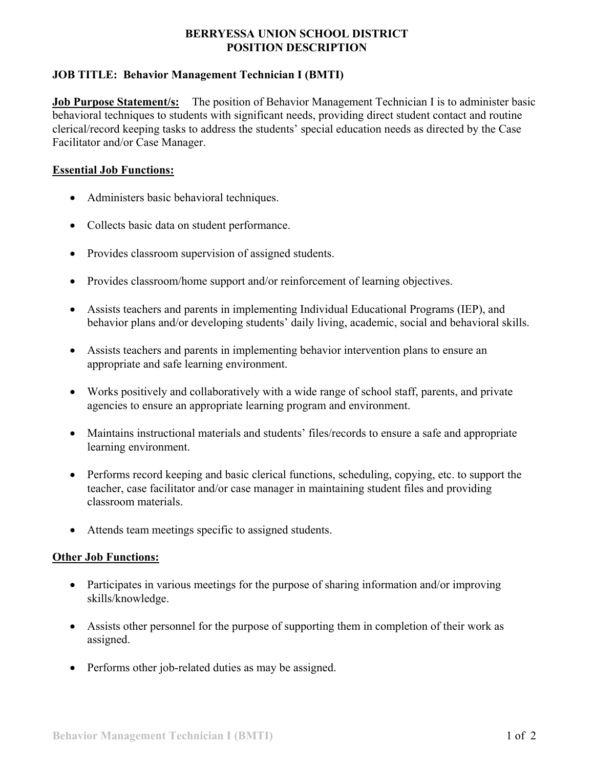# BERRYESSA UNION SCHOOL DISTRICT
## POSITION DESCRIPTION

**JOB TITLE: Behavior Management Technician I (BMTI)**

**Job Purpose Statement/s:** The position of Behavior Management Technician I is to administer basic behavioral techniques to students with significant needs, providing direct student contact and routine clerical/record keeping tasks to address the students' special education needs as directed by the Case Facilitator and/or Case Manager.

**Essential Job Functions:**

- Administers basic behavioral techniques.
- Collects basic data on student performance.
- Provides classroom supervision of assigned students.
- Provides classroom/home support and/or reinforcement of learning objectives.
- Assists teachers and parents in implementing Individual Educational Programs (IEP), and behavior plans and/or developing students' daily living, academic, social and behavioral skills.
- Assists teachers and parents in implementing behavior intervention plans to ensure an appropriate and safe learning environment.
- Works positively and collaboratively with a wide range of school staff, parents, and private agencies to ensure an appropriate learning program and environment.
- Maintains instructional materials and students' files/records to ensure a safe and appropriate learning environment.
- Performs record keeping and basic clerical functions, scheduling, copying, etc. to support the teacher, case facilitator and/or case manager in maintaining student files and providing classroom materials.
- Attends team meetings specific to assigned students.

**Other Job Functions:**

- Participates in various meetings for the purpose of sharing information and/or improving skills/knowledge.
- Assists other personnel for the purpose of supporting them in completion of their work as assigned.
- Performs other job-related duties as may be assigned.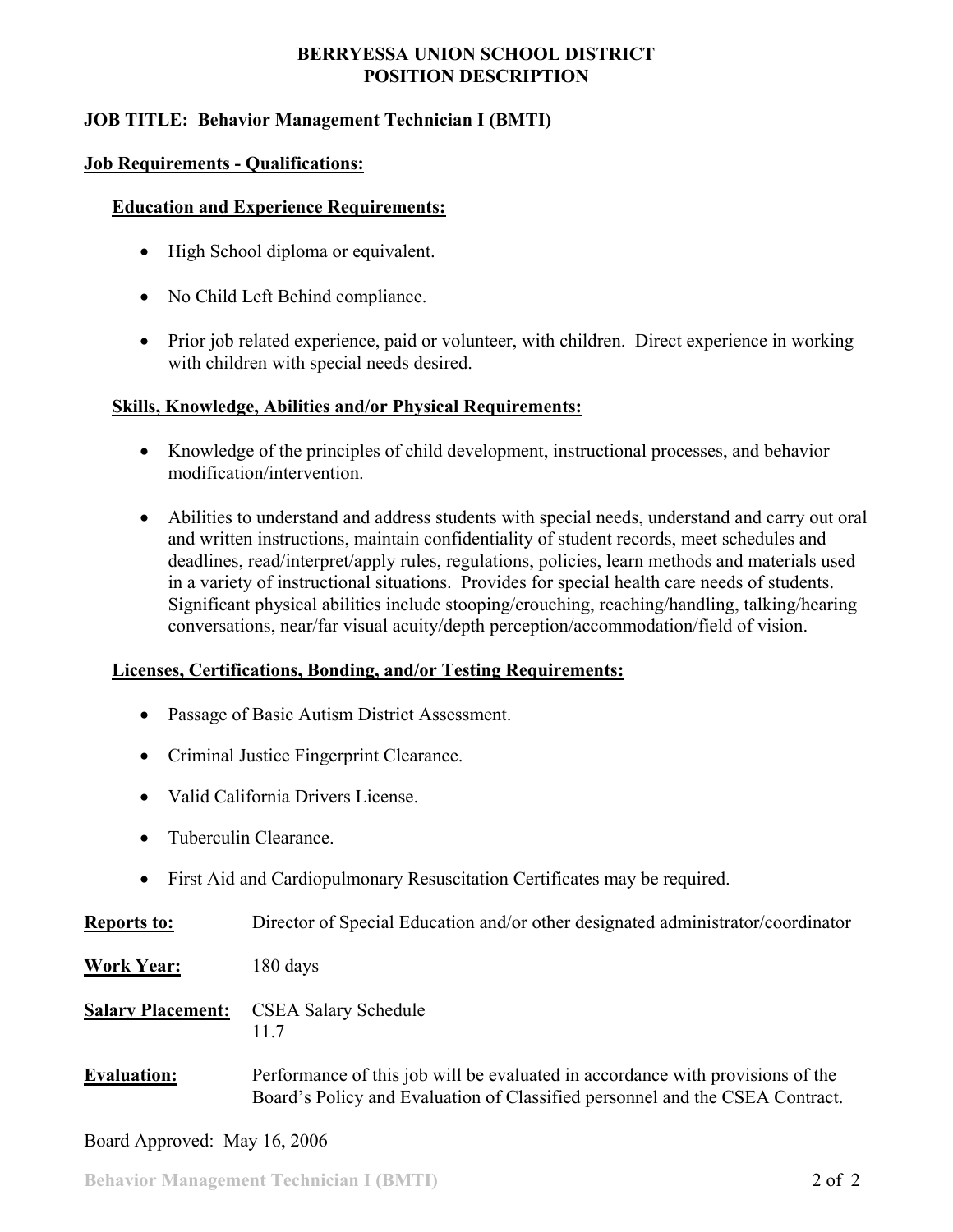**BERRYESSA UNION SCHOOL DISTRICT**
**POSITION DESCRIPTION**

**JOB TITLE: Behavior Management Technician I (BMTI)**

**Job Requirements - Qualifications:**

**Education and Experience Requirements:**

- High School diploma or equivalent.
- No Child Left Behind compliance.
- Prior job related experience, paid or volunteer, with children. Direct experience in working with children with special needs desired.

**Skills, Knowledge, Abilities and/or Physical Requirements:**

- Knowledge of the principles of child development, instructional processes, and behavior modification/intervention.
- Abilities to understand and address students with special needs, understand and carry out oral and written instructions, maintain confidentiality of student records, meet schedules and deadlines, read/interpret/apply rules, regulations, policies, learn methods and materials used in a variety of instructional situations. Provides for special health care needs of students. Significant physical abilities include stooping/crouching, reaching/handling, talking/hearing conversations, near/far visual acuity/depth perception/accommodation/field of vision.

**Licenses, Certifications, Bonding, and/or Testing Requirements:**

- Passage of Basic Autism District Assessment.
- Criminal Justice Fingerprint Clearance.
- Valid California Drivers License.
- Tuberculin Clearance.
- First Aid and Cardiopulmonary Resuscitation Certificates may be required.

**Reports to:** Director of Special Education and/or other designated administrator/coordinator

**Work Year:** 180 days

**Salary Placement:** CSEA Salary Schedule
11.7

**Evaluation:** Performance of this job will be evaluated in accordance with provisions of the Board's Policy and Evaluation of Classified personnel and the CSEA Contract.

Board Approved: May 16, 2006